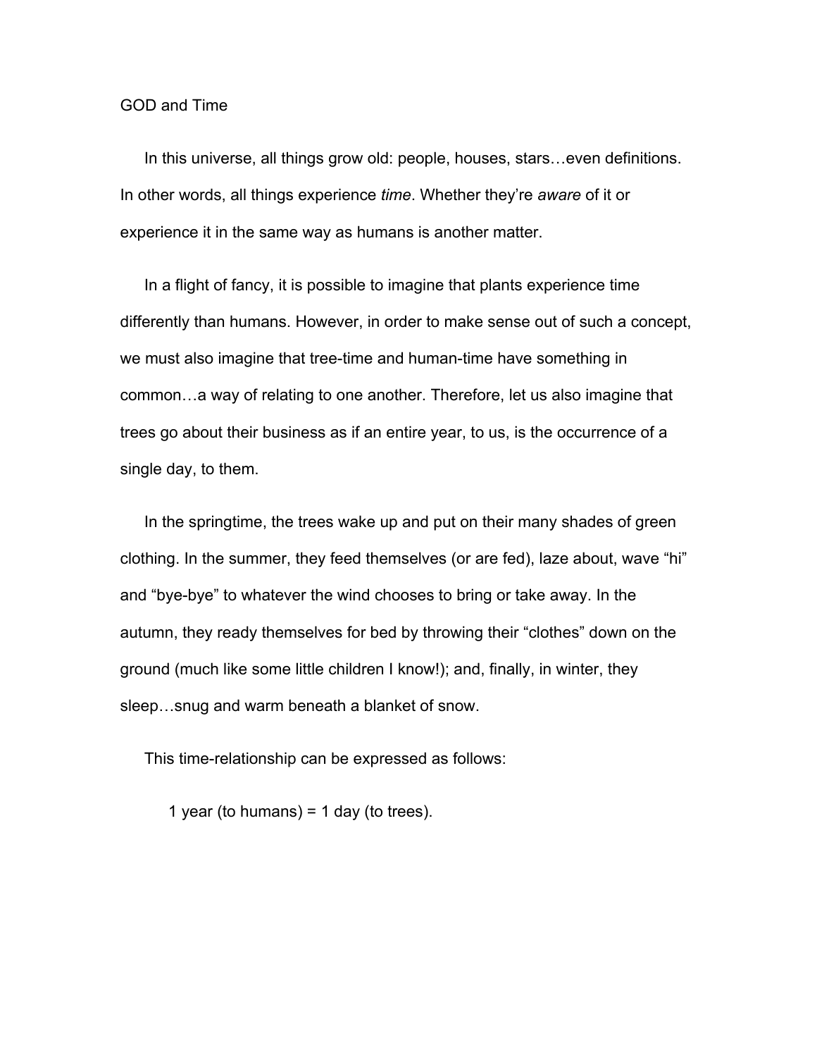# GOD and Time

In this universe, all things grow old: people, houses, stars…even definitions. In other words, all things experience *time*. Whether they're *aware* of it or experience it in the same way as humans is another matter.

In a flight of fancy, it is possible to imagine that plants experience time differently than humans. However, in order to make sense out of such a concept, we must also imagine that tree-time and human-time have something in common…a way of relating to one another. Therefore, let us also imagine that trees go about their business as if an entire year, to us, is the occurrence of a single day, to them.

In the springtime, the trees wake up and put on their many shades of green clothing. In the summer, they feed themselves (or are fed), laze about, wave "hi" and "bye-bye" to whatever the wind chooses to bring or take away. In the autumn, they ready themselves for bed by throwing their "clothes" down on the ground (much like some little children I know!); and, finally, in winter, they sleep…snug and warm beneath a blanket of snow.

This time-relationship can be expressed as follows:

> 1 year (to humans) = 1 day (to trees).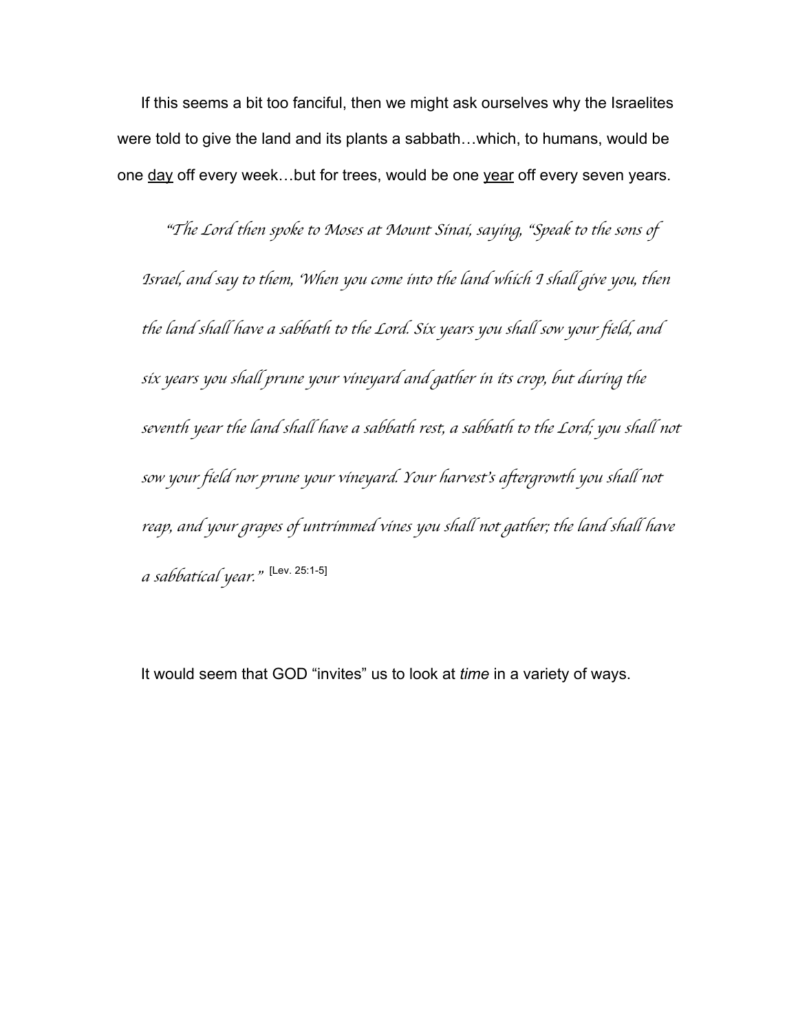If this seems a bit too fanciful, then we might ask ourselves why the Israelites were told to give the land and its plants a sabbath…which, to humans, would be one day off every week…but for trees, would be one year off every seven years.

> *"The Lord then spoke to Moses at Mount Sinai, saying, "Speak to the sons of Israel, and say to them, 'When you come into the land which I shall give you, then the land shall have a sabbath to the Lord. Six years you shall sow your field, and six years you shall prune your vineyard and gather in its crop, but during the seventh year the land shall have a sabbath rest, a sabbath to the Lord; you shall not sow your field nor prune your vineyard. Your harvest's aftergrowth you shall not reap, and your grapes of untrimmed vines you shall not gather; the land shall have a sabbatical year."* [Lev. 25:1-5]

It would seem that GOD "invites" us to look at *time* in a variety of ways.